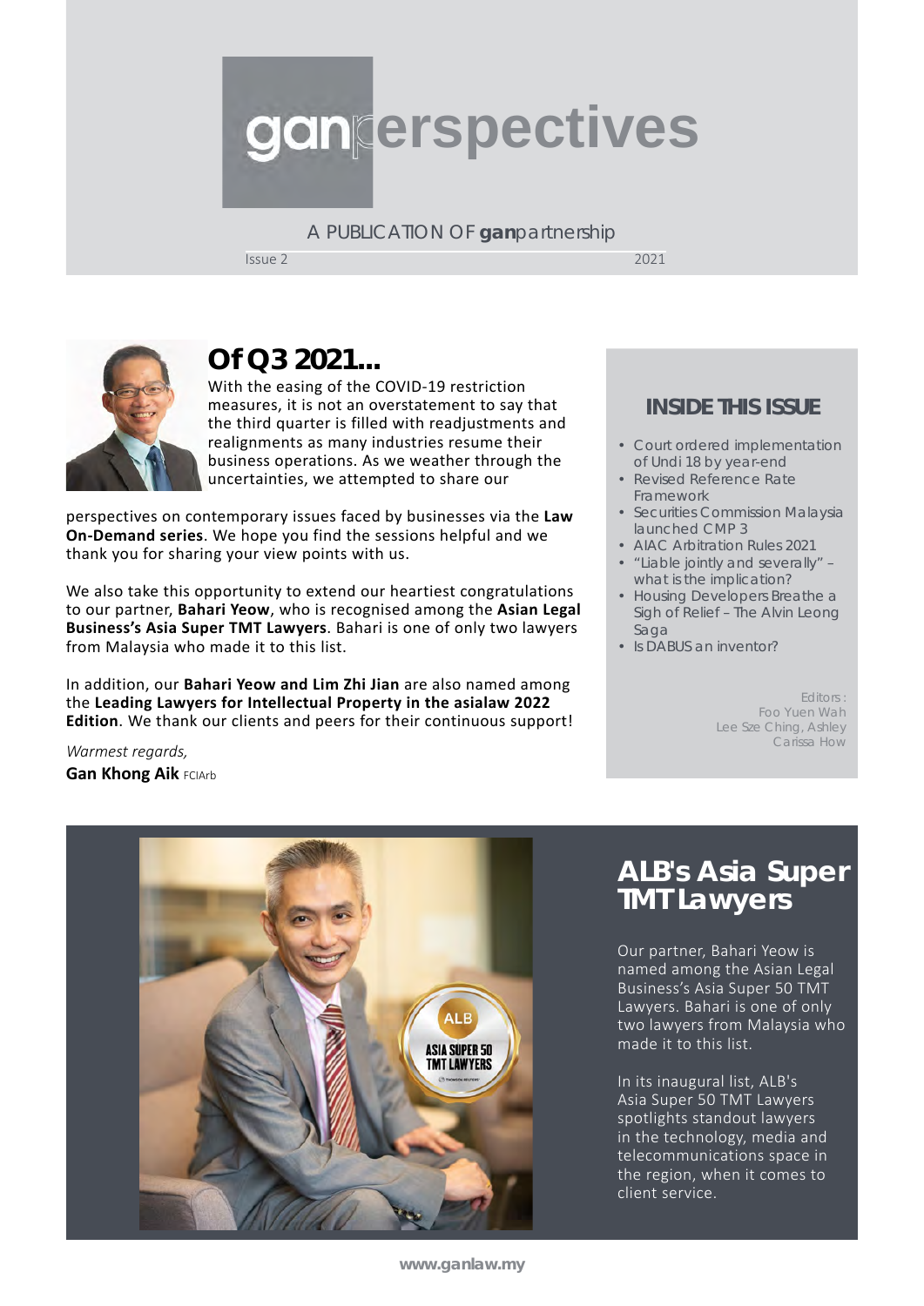# ganperspectives

A PUBLICATION OF **gan**partnership

Issue 2 2021

## Of Q3 2021...

With the easing of the COVID-19 restriction measures, it is not an overstatement to say that the third quarter is filled with readjustments and realignments as many industries resume their business operations. As we weather through the uncertainties, we attempted to share our perspectives on contemporary issues faced by businesses via the **Law On-Demand series**. We hope you find the sessions helpful and we thank you for sharing your view points with us.

We also take this opportunity to extend our heartiest congratulations to our partner, **Bahari Yeow**, who is recognised among the **Asian Legal Business's Asia Super TMT Lawyers**. Bahari is one of only two lawyers from Malaysia who made it to this list.

In addition, our **Bahari Yeow and Lim Zhi Jian** are also named among the **Leading Lawyers for Intellectual Property in the asialaw 2022 Edition**. We thank our clients and peers for their continuous support!

*Warmest regards,*

**Gan Khong Aik** FCIArb

## INSIDE THIS ISSUE

- Court ordered implementation of Undi 18 by year-end
- Revised Reference Rate Framework
- Securities Commission Malaysia launched CMP 3
- AIAC Arbitration Rules 2021
- "Liable jointly and severally" – what is the implication?
- Housing Developers Breathe a Sigh of Relief – The Alvin Leong Saga
- Is DABUS an inventor?

Editors :
Foo Yuen Wah
Lee Sze Ching, Ashley
Carissa How

## ALB's Asia Super TMT Lawyers

Our partner, Bahari Yeow is named among the Asian Legal Business's Asia Super 50 TMT Lawyers. Bahari is one of only two lawyers from Malaysia who made it to this list.

In its inaugural list, ALB's Asia Super 50 TMT Lawyers spotlights standout lawyers in the technology, media and telecommunications space in the region, when it comes to client service.

www.ganlaw.my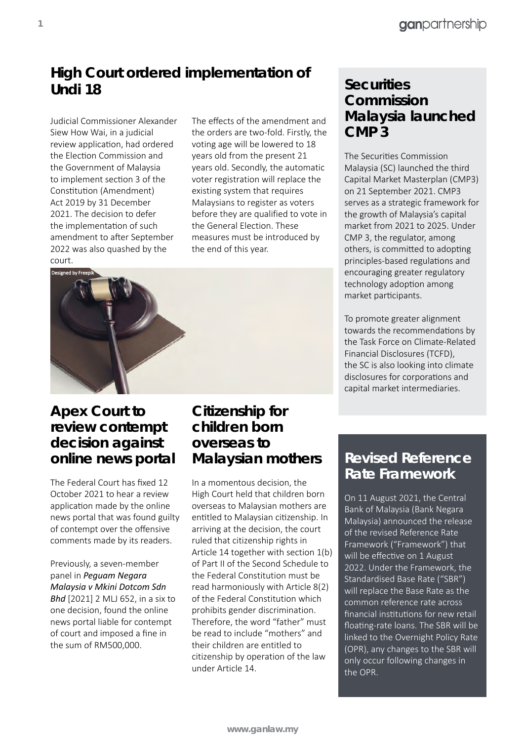## High Court ordered implementation of Undi 18

Judicial Commissioner Alexander Siew How Wai, in a judicial review application, had ordered the Election Commission and the Government of Malaysia to implement section 3 of the Constitution (Amendment) Act 2019 by 31 December 2021. The decision to defer the implementation of such amendment to after September 2022 was also quashed by the court.

The effects of the amendment and the orders are two-fold. Firstly, the voting age will be lowered to 18 years old from the present 21 years old. Secondly, the automatic voter registration will replace the existing system that requires Malaysians to register as voters before they are qualified to vote in the General Election. These measures must be introduced by the end of this year.

Designed by Freepik

## Apex Court to review contempt decision against online news portal

The Federal Court has fixed 12 October 2021 to hear a review application made by the online news portal that was found guilty of contempt over the offensive comments made by its readers.

Previously, a seven-member panel in ***Peguam Negara Malaysia v Mkini Dotcom Sdn Bhd*** [2021] 2 MLJ 652, in a six to one decision, found the online news portal liable for contempt of court and imposed a fine in the sum of RM500,000.

## Citizenship for children born overseas to Malaysian mothers

In a momentous decision, the High Court held that children born overseas to Malaysian mothers are entitled to Malaysian citizenship. In arriving at the decision, the court ruled that citizenship rights in Article 14 together with section 1(b) of Part II of the Second Schedule to the Federal Constitution must be read harmoniously with Article 8(2) of the Federal Constitution which prohibits gender discrimination. Therefore, the word "father" must be read to include "mothers" and their children are entitled to citizenship by operation of the law under Article 14.

## Securities Commission Malaysia launched CMP 3

The Securities Commission Malaysia (SC) launched the third Capital Market Masterplan (CMP3) on 21 September 2021. CMP3 serves as a strategic framework for the growth of Malaysia's capital market from 2021 to 2025. Under CMP 3, the regulator, among others, is committed to adopting principles-based regulations and encouraging greater regulatory technology adoption among market participants.

To promote greater alignment towards the recommendations by the Task Force on Climate-Related Financial Disclosures (TCFD), the SC is also looking into climate disclosures for corporations and capital market intermediaries.

## Revised Reference Rate Framework

On 11 August 2021, the Central Bank of Malaysia (Bank Negara Malaysia) announced the release of the revised Reference Rate Framework ("Framework") that will be effective on 1 August 2022. Under the Framework, the Standardised Base Rate ("SBR") will replace the Base Rate as the common reference rate across financial institutions for new retail floating-rate loans. The SBR will be linked to the Overnight Policy Rate (OPR), any changes to the SBR will only occur following changes in the OPR.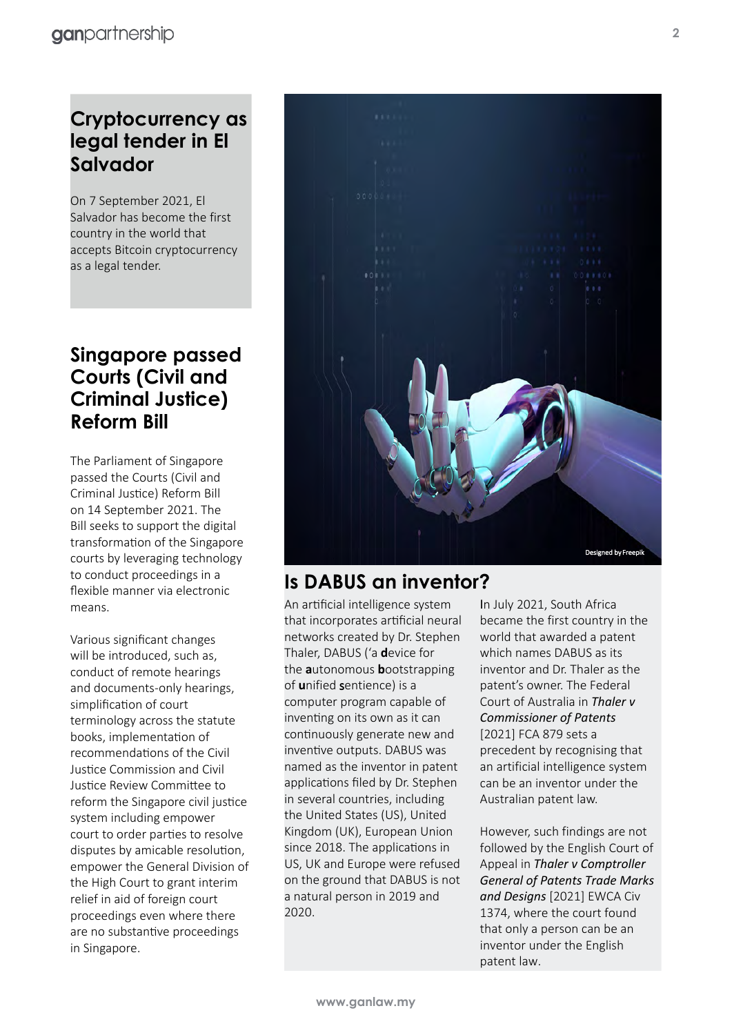## Cryptocurrency as legal tender in El Salvador

On 7 September 2021, El Salvador has become the first country in the world that accepts Bitcoin cryptocurrency as a legal tender.

## Singapore passed Courts (Civil and Criminal Justice) Reform Bill

The Parliament of Singapore passed the Courts (Civil and Criminal Justice) Reform Bill on 14 September 2021. The Bill seeks to support the digital transformation of the Singapore courts by leveraging technology to conduct proceedings in a flexible manner via electronic means.

Various significant changes will be introduced, such as, conduct of remote hearings and documents-only hearings, simplification of court terminology across the statute books, implementation of recommendations of the Civil Justice Commission and Civil Justice Review Committee to reform the Singapore civil justice system including empower court to order parties to resolve disputes by amicable resolution, empower the General Division of the High Court to grant interim relief in aid of foreign court proceedings even where there are no substantive proceedings in Singapore.

Designed by Freepik

## Is DABUS an inventor?

An artificial intelligence system that incorporates artificial neural networks created by Dr. Stephen Thaler, DABUS ('a **d**evice for the **a**utonomous **b**ootstrapping of **u**nified **s**entience) is a computer program capable of inventing on its own as it can continuously generate new and inventive outputs. DABUS was named as the inventor in patent applications filed by Dr. Stephen in several countries, including the United States (US), United Kingdom (UK), European Union since 2018. The applications in US, UK and Europe were refused on the ground that DABUS is not a natural person in 2019 and 2020.

In July 2021, South Africa became the first country in the world that awarded a patent which names DABUS as its inventor and Dr. Thaler as the patent's owner. The Federal Court of Australia in *Thaler v Commissioner of Patents* [2021] FCA 879 sets a precedent by recognising that an artificial intelligence system can be an inventor under the Australian patent law.

However, such findings are not followed by the English Court of Appeal in *Thaler v Comptroller General of Patents Trade Marks and Designs* [2021] EWCA Civ 1374, where the court found that only a person can be an inventor under the English patent law.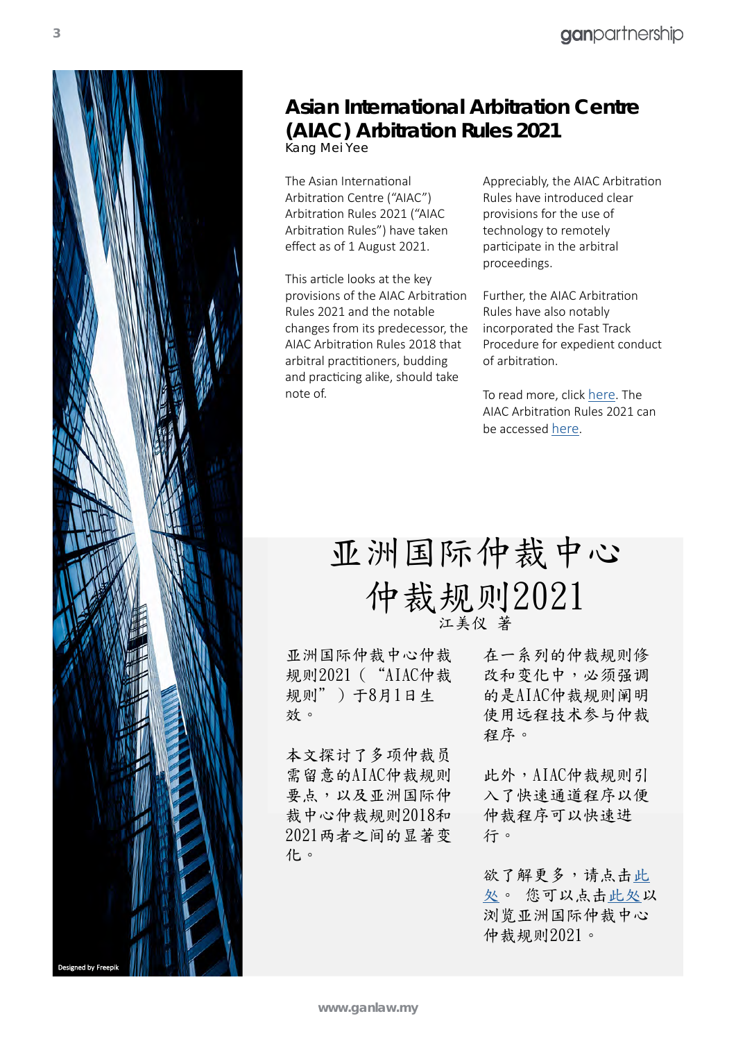# Asian International Arbitration Centre (AIAC) Arbitration Rules 2021

Kang Mei Yee

The Asian International Arbitration Centre ("AIAC") Arbitration Rules 2021 ("AIAC Arbitration Rules") have taken effect as of 1 August 2021.

This article looks at the key provisions of the AIAC Arbitration Rules 2021 and the notable changes from its predecessor, the AIAC Arbitration Rules 2018 that arbitral practitioners, budding and practicing alike, should take note of.

Appreciably, the AIAC Arbitration Rules have introduced clear provisions for the use of technology to remotely participate in the arbitral proceedings.

Further, the AIAC Arbitration Rules have also notably incorporated the Fast Track Procedure for expedient conduct of arbitration.

To read more, click here. The AIAC Arbitration Rules 2021 can be accessed here.

# 亚洲国际仲裁中心仲裁规则2021

江美仪 著

亚洲国际仲裁中心仲裁规则2021（"AIAC仲裁规则"）于8月1日生效。

本文探讨了多项仲裁员需留意的AIAC仲裁规则要点，以及亚洲国际仲裁中心仲裁规则2018和2021两者之间的显著变化。

在一系列的仲裁规则修改和变化中，必须强调的是AIAC仲裁规则阐明使用远程技术参与仲裁程序。

此外，AIAC仲裁规则引入了快速通道程序以便仲裁程序可以快速进行。

欲了解更多，请点击此处。 您可以点击此处以浏览亚洲国际仲裁中心仲裁规则2021。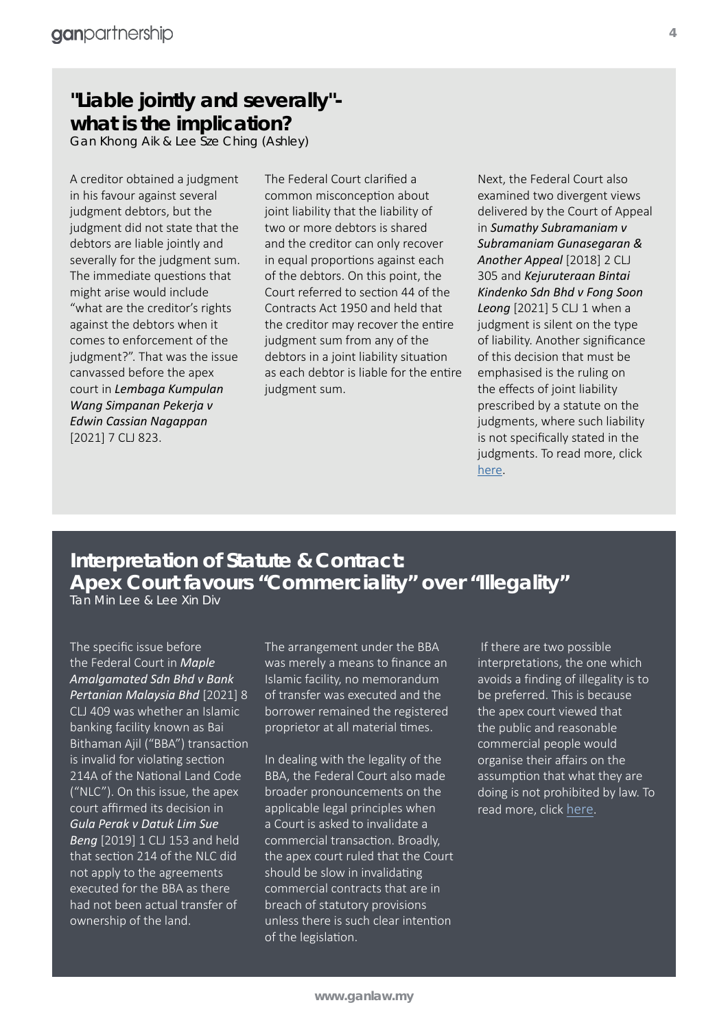## "Liable jointly and severally"- what is the implication?

Gan Khong Aik & Lee Sze Ching (Ashley)

A creditor obtained a judgment in his favour against several judgment debtors, but the judgment did not state that the debtors are liable jointly and severally for the judgment sum. The immediate questions that might arise would include "what are the creditor's rights against the debtors when it comes to enforcement of the judgment?". That was the issue canvassed before the apex court in ***Lembaga Kumpulan Wang Simpanan Pekerja v Edwin Cassian Nagappan*** [2021] 7 CLJ 823.

The Federal Court clarified a common misconception about joint liability that the liability of two or more debtors is shared and the creditor can only recover in equal proportions against each of the debtors. On this point, the Court referred to section 44 of the Contracts Act 1950 and held that the creditor may recover the entire judgment sum from any of the debtors in a joint liability situation as each debtor is liable for the entire judgment sum.

Next, the Federal Court also examined two divergent views delivered by the Court of Appeal in ***Sumathy Subramaniam v Subramaniam Gunasegaran & Another Appeal*** [2018] 2 CLJ 305 and ***Kejuruteraan Bintai Kindenko Sdn Bhd v Fong Soon Leong*** [2021] 5 CLJ 1 when a judgment is silent on the type of liability. Another significance of this decision that must be emphasised is the ruling on the effects of joint liability prescribed by a statute on the judgments, where such liability is not specifically stated in the judgments. To read more, click here.

## Interpretation of Statute & Contract: Apex Court favours "Commerciality" over "Illegality"

Tan Min Lee & Lee Xin Div

The specific issue before the Federal Court in ***Maple Amalgamated Sdn Bhd v Bank Pertanian Malaysia Bhd*** [2021] 8 CLJ 409 was whether an Islamic banking facility known as Bai Bithaman Ajil ("BBA") transaction is invalid for violating section 214A of the National Land Code ("NLC"). On this issue, the apex court affirmed its decision in ***Gula Perak v Datuk Lim Sue Beng*** [2019] 1 CLJ 153 and held that section 214 of the NLC did not apply to the agreements executed for the BBA as there had not been actual transfer of ownership of the land.

The arrangement under the BBA was merely a means to finance an Islamic facility, no memorandum of transfer was executed and the borrower remained the registered proprietor at all material times.

In dealing with the legality of the BBA, the Federal Court also made broader pronouncements on the applicable legal principles when a Court is asked to invalidate a commercial transaction. Broadly, the apex court ruled that the Court should be slow in invalidating commercial contracts that are in breach of statutory provisions unless there is such clear intention of the legislation.

If there are two possible interpretations, the one which avoids a finding of illegality is to be preferred. This is because the apex court viewed that the public and reasonable commercial people would organise their affairs on the assumption that what they are doing is not prohibited by law. To read more, click here.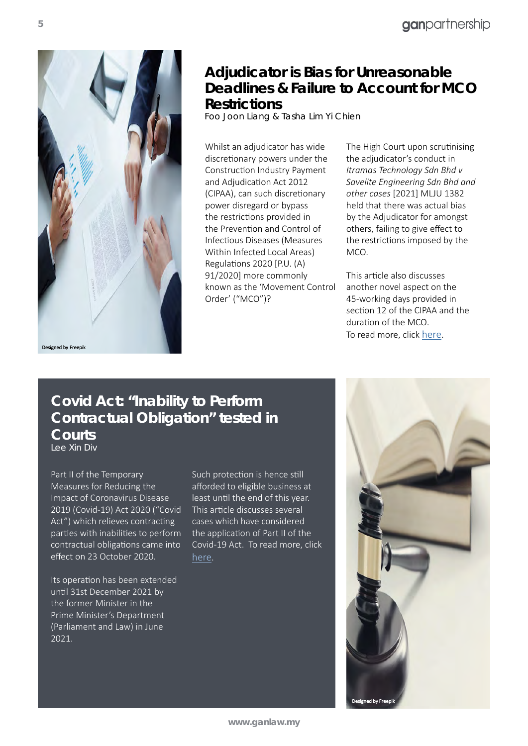## Adjudicator is Bias for Unreasonable Deadlines & Failure to Account for MCO Restrictions

Foo Joon Liang & Tasha Lim Yi Chien

Whilst an adjudicator has wide discretionary powers under the Construction Industry Payment and Adjudication Act 2012 (CIPAA), can such discretionary power disregard or bypass the restrictions provided in the Prevention and Control of Infectious Diseases (Measures Within Infected Local Areas) Regulations 2020 [P.U. (A) 91/2020] more commonly known as the 'Movement Control Order' ("MCO")?

The High Court upon scrutinising the adjudicator's conduct in *Itramas Technology Sdn Bhd v Savelite Engineering Sdn Bhd and other cases* [2021] MLJU 1382 held that there was actual bias by the Adjudicator for amongst others, failing to give effect to the restrictions imposed by the MCO.

This article also discusses another novel aspect on the 45-working days provided in section 12 of the CIPAA and the duration of the MCO.
To read more, click here.

Designed by Freepik

## Covid Act: "Inability to Perform Contractual Obligation" tested in Courts

Lee Xin Div

Part II of the Temporary Measures for Reducing the Impact of Coronavirus Disease 2019 (Covid-19) Act 2020 ("Covid Act") which relieves contracting parties with inabilities to perform contractual obligations came into effect on 23 October 2020.

Its operation has been extended until 31st December 2021 by the former Minister in the Prime Minister's Department (Parliament and Law) in June 2021.

Such protection is hence still afforded to eligible business at least until the end of this year. This article discusses several cases which have considered the application of Part II of the Covid-19 Act. To read more, click here.

Designed by Freepik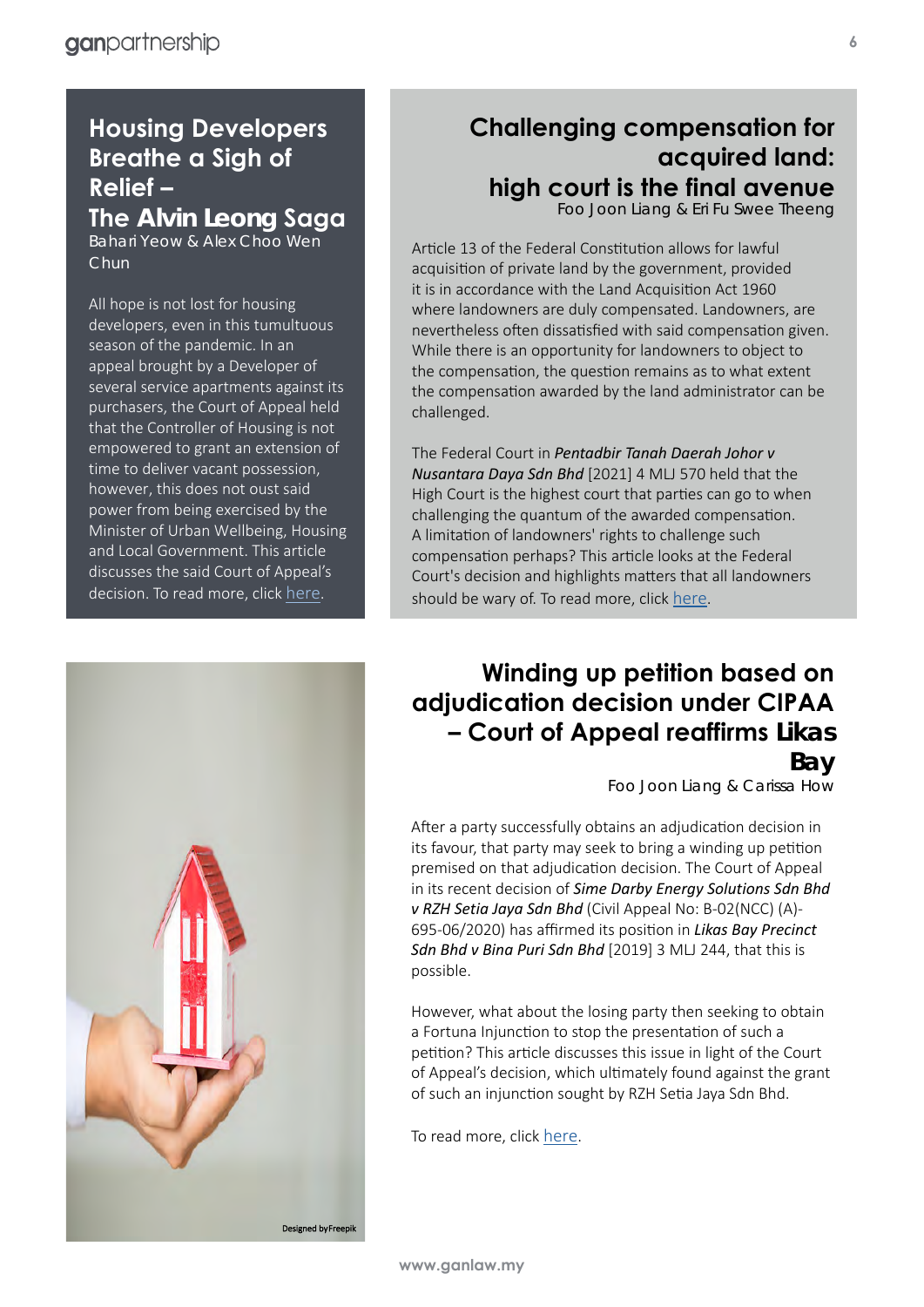## Housing Developers Breathe a Sigh of Relief – The Alvin Leong Saga

Bahari Yeow & Alex Choo Wen Chun

All hope is not lost for housing developers, even in this tumultuous season of the pandemic. In an appeal brought by a Developer of several service apartments against its purchasers, the Court of Appeal held that the Controller of Housing is not empowered to grant an extension of time to deliver vacant possession, however, this does not oust said power from being exercised by the Minister of Urban Wellbeing, Housing and Local Government. This article discusses the said Court of Appeal's decision. To read more, click here.

## Challenging compensation for acquired land: high court is the final avenue

Foo Joon Liang & Eri Fu Swee Theeng

Article 13 of the Federal Constitution allows for lawful acquisition of private land by the government, provided it is in accordance with the Land Acquisition Act 1960 where landowners are duly compensated. Landowners, are nevertheless often dissatisfied with said compensation given. While there is an opportunity for landowners to object to the compensation, the question remains as to what extent the compensation awarded by the land administrator can be challenged.

The Federal Court in ***Pentadbir Tanah Daerah Johor v Nusantara Daya Sdn Bhd*** [2021] 4 MLJ 570 held that the High Court is the highest court that parties can go to when challenging the quantum of the awarded compensation. A limitation of landowners' rights to challenge such compensation perhaps? This article looks at the Federal Court's decision and highlights matters that all landowners should be wary of. To read more, click here.

Designed by Freepik

## Winding up petition based on adjudication decision under CIPAA – Court of Appeal reaffirms Likas Bay

Foo Joon Liang & Carissa How

After a party successfully obtains an adjudication decision in its favour, that party may seek to bring a winding up petition premised on that adjudication decision. The Court of Appeal in its recent decision of ***Sime Darby Energy Solutions Sdn Bhd v RZH Setia Jaya Sdn Bhd*** (Civil Appeal No: B-02(NCC) (A)-695-06/2020) has affirmed its position in ***Likas Bay Precinct Sdn Bhd v Bina Puri Sdn Bhd*** [2019] 3 MLJ 244, that this is possible.

However, what about the losing party then seeking to obtain a Fortuna Injunction to stop the presentation of such a petition? This article discusses this issue in light of the Court of Appeal's decision, which ultimately found against the grant of such an injunction sought by RZH Setia Jaya Sdn Bhd.

To read more, click here.